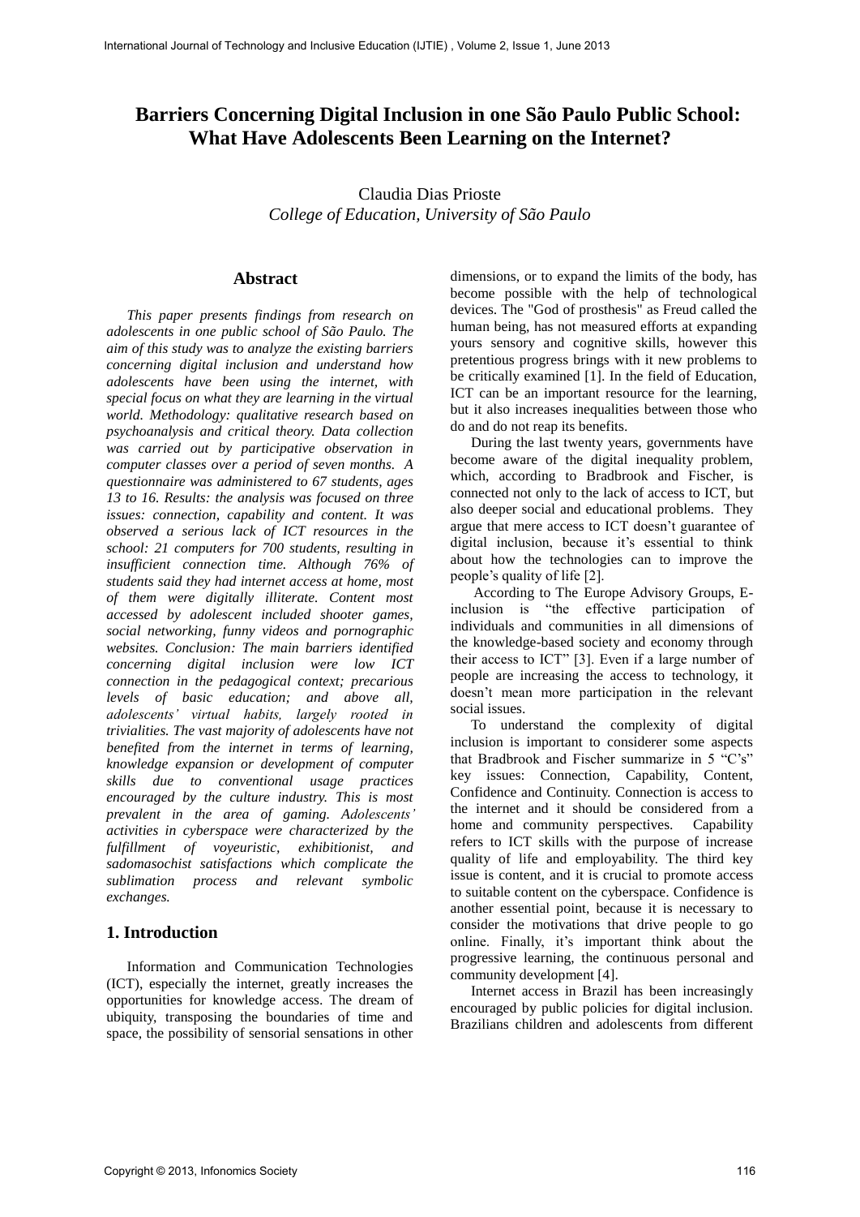# Barriers Concerning Digital Inclusion in one São Paulo Public School: What Have Adolescents Been Learning on the Internet?

Claudia Dias Prioste
*College of Education, University of São Paulo*

## Abstract

*This paper presents findings from research on adolescents in one public school of São Paulo. The aim of this study was to analyze the existing barriers concerning digital inclusion and understand how adolescents have been using the internet, with special focus on what they are learning in the virtual world. Methodology: qualitative research based on psychoanalysis and critical theory. Data collection was carried out by participative observation in computer classes over a period of seven months. A questionnaire was administered to 67 students, ages 13 to 16. Results: the analysis was focused on three issues: connection, capability and content. It was observed a serious lack of ICT resources in the school: 21 computers for 700 students, resulting in insufficient connection time. Although 76% of students said they had internet access at home, most of them were digitally illiterate. Content most accessed by adolescent included shooter games, social networking, funny videos and pornographic websites. Conclusion: The main barriers identified concerning digital inclusion were low ICT connection in the pedagogical context; precarious levels of basic education; and above all, adolescents' virtual habits, largely rooted in trivialities. The vast majority of adolescents have not benefited from the internet in terms of learning, knowledge expansion or development of computer skills due to conventional usage practices encouraged by the culture industry. This is most prevalent in the area of gaming. Adolescents' activities in cyberspace were characterized by the fulfillment of voyeuristic, exhibitionist, and sadomasochist satisfactions which complicate the sublimation process and relevant symbolic exchanges.*

## 1. Introduction

Information and Communication Technologies (ICT), especially the internet, greatly increases the opportunities for knowledge access. The dream of ubiquity, transposing the boundaries of time and space, the possibility of sensorial sensations in other dimensions, or to expand the limits of the body, has become possible with the help of technological devices. The "God of prosthesis" as Freud called the human being, has not measured efforts at expanding yours sensory and cognitive skills, however this pretentious progress brings with it new problems to be critically examined [1]. In the field of Education, ICT can be an important resource for the learning, but it also increases inequalities between those who do and do not reap its benefits.

During the last twenty years, governments have become aware of the digital inequality problem, which, according to Bradbrook and Fischer, is connected not only to the lack of access to ICT, but also deeper social and educational problems. They argue that mere access to ICT doesn't guarantee of digital inclusion, because it's essential to think about how the technologies can to improve the people's quality of life [2].

According to The Europe Advisory Groups, E-inclusion is "the effective participation of individuals and communities in all dimensions of the knowledge-based society and economy through their access to ICT" [3]. Even if a large number of people are increasing the access to technology, it doesn't mean more participation in the relevant social issues.

To understand the complexity of digital inclusion is important to considerer some aspects that Bradbrook and Fischer summarize in 5 "C's" key issues: Connection, Capability, Content, Confidence and Continuity. Connection is access to the internet and it should be considered from a home and community perspectives. Capability refers to ICT skills with the purpose of increase quality of life and employability. The third key issue is content, and it is crucial to promote access to suitable content on the cyberspace. Confidence is another essential point, because it is necessary to consider the motivations that drive people to go online. Finally, it's important think about the progressive learning, the continuous personal and community development [4].

Internet access in Brazil has been increasingly encouraged by public policies for digital inclusion. Brazilians children and adolescents from different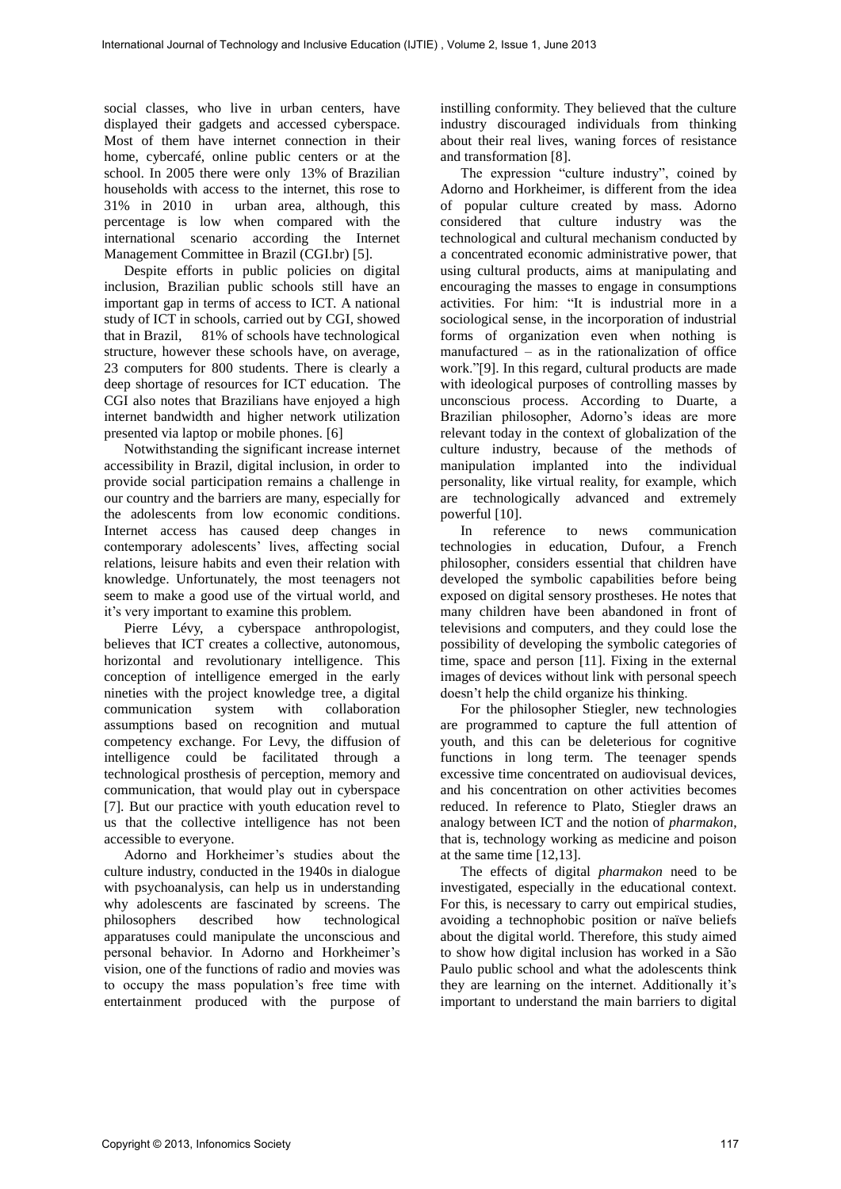social classes, who live in urban centers, have displayed their gadgets and accessed cyberspace. Most of them have internet connection in their home, cybercafé, online public centers or at the school. In 2005 there were only 13% of Brazilian households with access to the internet, this rose to 31% in 2010 in urban area, although, this percentage is low when compared with the international scenario according the Internet Management Committee in Brazil (CGI.br) [5].

Despite efforts in public policies on digital inclusion, Brazilian public schools still have an important gap in terms of access to ICT. A national study of ICT in schools, carried out by CGI, showed that in Brazil, 81% of schools have technological structure, however these schools have, on average, 23 computers for 800 students. There is clearly a deep shortage of resources for ICT education. The CGI also notes that Brazilians have enjoyed a high internet bandwidth and higher network utilization presented via laptop or mobile phones. [6]

Notwithstanding the significant increase internet accessibility in Brazil, digital inclusion, in order to provide social participation remains a challenge in our country and the barriers are many, especially for the adolescents from low economic conditions. Internet access has caused deep changes in contemporary adolescents' lives, affecting social relations, leisure habits and even their relation with knowledge. Unfortunately, the most teenagers not seem to make a good use of the virtual world, and it's very important to examine this problem.

Pierre Lévy, a cyberspace anthropologist, believes that ICT creates a collective, autonomous, horizontal and revolutionary intelligence. This conception of intelligence emerged in the early nineties with the project knowledge tree, a digital communication system with collaboration assumptions based on recognition and mutual competency exchange. For Levy, the diffusion of intelligence could be facilitated through a technological prosthesis of perception, memory and communication, that would play out in cyberspace [7]. But our practice with youth education revel to us that the collective intelligence has not been accessible to everyone.

Adorno and Horkheimer's studies about the culture industry, conducted in the 1940s in dialogue with psychoanalysis, can help us in understanding why adolescents are fascinated by screens. The philosophers described how technological apparatuses could manipulate the unconscious and personal behavior. In Adorno and Horkheimer's vision, one of the functions of radio and movies was to occupy the mass population's free time with entertainment produced with the purpose of instilling conformity. They believed that the culture industry discouraged individuals from thinking about their real lives, waning forces of resistance and transformation [8].

The expression "culture industry", coined by Adorno and Horkheimer, is different from the idea of popular culture created by mass. Adorno considered that culture industry was the technological and cultural mechanism conducted by a concentrated economic administrative power, that using cultural products, aims at manipulating and encouraging the masses to engage in consumptions activities. For him: "It is industrial more in a sociological sense, in the incorporation of industrial forms of organization even when nothing is manufactured – as in the rationalization of office work."[9]. In this regard, cultural products are made with ideological purposes of controlling masses by unconscious process. According to Duarte, a Brazilian philosopher, Adorno's ideas are more relevant today in the context of globalization of the culture industry, because of the methods of manipulation implanted into the individual personality, like virtual reality, for example, which are technologically advanced and extremely powerful [10].

In reference to news communication technologies in education, Dufour, a French philosopher, considers essential that children have developed the symbolic capabilities before being exposed on digital sensory prostheses. He notes that many children have been abandoned in front of televisions and computers, and they could lose the possibility of developing the symbolic categories of time, space and person [11]. Fixing in the external images of devices without link with personal speech doesn't help the child organize his thinking.

For the philosopher Stiegler, new technologies are programmed to capture the full attention of youth, and this can be deleterious for cognitive functions in long term. The teenager spends excessive time concentrated on audiovisual devices, and his concentration on other activities becomes reduced. In reference to Plato, Stiegler draws an analogy between ICT and the notion of *pharmakon*, that is, technology working as medicine and poison at the same time [12,13].

The effects of digital *pharmakon* need to be investigated, especially in the educational context. For this, is necessary to carry out empirical studies, avoiding a technophobic position or naïve beliefs about the digital world. Therefore, this study aimed to show how digital inclusion has worked in a São Paulo public school and what the adolescents think they are learning on the internet. Additionally it's important to understand the main barriers to digital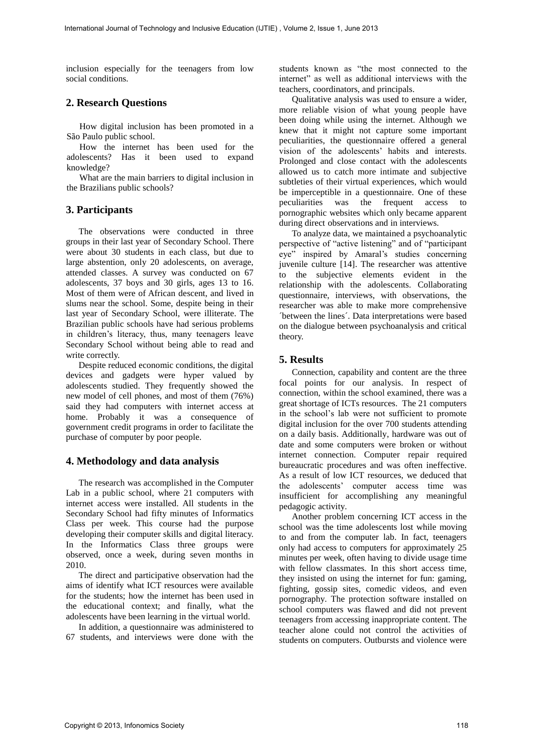inclusion especially for the teenagers from low social conditions.

## 2. Research Questions

How digital inclusion has been promoted in a São Paulo public school.

How the internet has been used for the adolescents? Has it been used to expand knowledge?

What are the main barriers to digital inclusion in the Brazilians public schools?

## 3. Participants

The observations were conducted in three groups in their last year of Secondary School. There were about 30 students in each class, but due to large abstention, only 20 adolescents, on average, attended classes. A survey was conducted on 67 adolescents, 37 boys and 30 girls, ages 13 to 16. Most of them were of African descent, and lived in slums near the school. Some, despite being in their last year of Secondary School, were illiterate. The Brazilian public schools have had serious problems in children's literacy, thus, many teenagers leave Secondary School without being able to read and write correctly.

Despite reduced economic conditions, the digital devices and gadgets were hyper valued by adolescents studied. They frequently showed the new model of cell phones, and most of them (76%) said they had computers with internet access at home. Probably it was a consequence of government credit programs in order to facilitate the purchase of computer by poor people.

## 4. Methodology and data analysis

The research was accomplished in the Computer Lab in a public school, where 21 computers with internet access were installed. All students in the Secondary School had fifty minutes of Informatics Class per week. This course had the purpose developing their computer skills and digital literacy. In the Informatics Class three groups were observed, once a week, during seven months in 2010.

The direct and participative observation had the aims of identify what ICT resources were available for the students; how the internet has been used in the educational context; and finally, what the adolescents have been learning in the virtual world.

In addition, a questionnaire was administered to 67 students, and interviews were done with the students known as "the most connected to the internet" as well as additional interviews with the teachers, coordinators, and principals.

Qualitative analysis was used to ensure a wider, more reliable vision of what young people have been doing while using the internet. Although we knew that it might not capture some important peculiarities, the questionnaire offered a general vision of the adolescents' habits and interests. Prolonged and close contact with the adolescents allowed us to catch more intimate and subjective subtleties of their virtual experiences, which would be imperceptible in a questionnaire. One of these peculiarities was the frequent access to pornographic websites which only became apparent during direct observations and in interviews.

To analyze data, we maintained a psychoanalytic perspective of "active listening" and of "participant eye" inspired by Amaral's studies concerning juvenile culture [14]. The researcher was attentive to the subjective elements evident in the relationship with the adolescents. Collaborating questionnaire, interviews, with observations, the researcher was able to make more comprehensive ´between the lines´. Data interpretations were based on the dialogue between psychoanalysis and critical theory.

## 5. Results

Connection, capability and content are the three focal points for our analysis. In respect of connection, within the school examined, there was a great shortage of ICTs resources. The 21 computers in the school's lab were not sufficient to promote digital inclusion for the over 700 students attending on a daily basis. Additionally, hardware was out of date and some computers were broken or without internet connection. Computer repair required bureaucratic procedures and was often ineffective. As a result of low ICT resources, we deduced that the adolescents' computer access time was insufficient for accomplishing any meaningful pedagogic activity.

Another problem concerning ICT access in the school was the time adolescents lost while moving to and from the computer lab. In fact, teenagers only had access to computers for approximately 25 minutes per week, often having to divide usage time with fellow classmates. In this short access time, they insisted on using the internet for fun: gaming, fighting, gossip sites, comedic videos, and even pornography. The protection software installed on school computers was flawed and did not prevent teenagers from accessing inappropriate content. The teacher alone could not control the activities of students on computers. Outbursts and violence were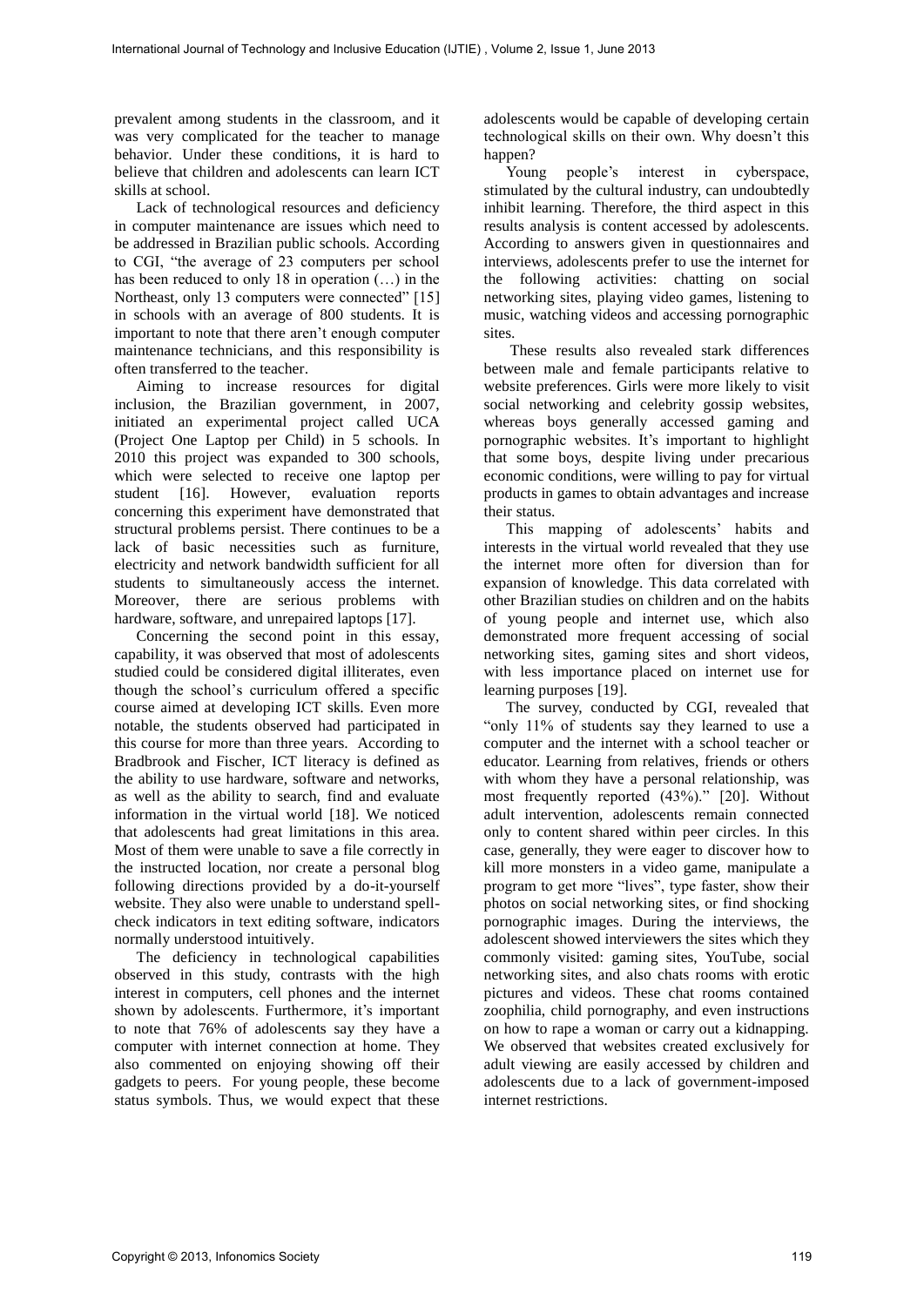prevalent among students in the classroom, and it was very complicated for the teacher to manage behavior. Under these conditions, it is hard to believe that children and adolescents can learn ICT skills at school.

Lack of technological resources and deficiency in computer maintenance are issues which need to be addressed in Brazilian public schools. According to CGI, "the average of 23 computers per school has been reduced to only 18 in operation (…) in the Northeast, only 13 computers were connected" [15] in schools with an average of 800 students. It is important to note that there aren't enough computer maintenance technicians, and this responsibility is often transferred to the teacher.

Aiming to increase resources for digital inclusion, the Brazilian government, in 2007, initiated an experimental project called UCA (Project One Laptop per Child) in 5 schools. In 2010 this project was expanded to 300 schools, which were selected to receive one laptop per student [16]. However, evaluation reports concerning this experiment have demonstrated that structural problems persist. There continues to be a lack of basic necessities such as furniture, electricity and network bandwidth sufficient for all students to simultaneously access the internet. Moreover, there are serious problems with hardware, software, and unrepaired laptops [17].

Concerning the second point in this essay, capability, it was observed that most of adolescents studied could be considered digital illiterates, even though the school's curriculum offered a specific course aimed at developing ICT skills. Even more notable, the students observed had participated in this course for more than three years. According to Bradbrook and Fischer, ICT literacy is defined as the ability to use hardware, software and networks, as well as the ability to search, find and evaluate information in the virtual world [18]. We noticed that adolescents had great limitations in this area. Most of them were unable to save a file correctly in the instructed location, nor create a personal blog following directions provided by a do-it-yourself website. They also were unable to understand spell-check indicators in text editing software, indicators normally understood intuitively.

The deficiency in technological capabilities observed in this study, contrasts with the high interest in computers, cell phones and the internet shown by adolescents. Furthermore, it's important to note that 76% of adolescents say they have a computer with internet connection at home. They also commented on enjoying showing off their gadgets to peers. For young people, these become status symbols. Thus, we would expect that these adolescents would be capable of developing certain technological skills on their own. Why doesn't this happen?

Young people's interest in cyberspace, stimulated by the cultural industry, can undoubtedly inhibit learning. Therefore, the third aspect in this results analysis is content accessed by adolescents. According to answers given in questionnaires and interviews, adolescents prefer to use the internet for the following activities: chatting on social networking sites, playing video games, listening to music, watching videos and accessing pornographic sites.

These results also revealed stark differences between male and female participants relative to website preferences. Girls were more likely to visit social networking and celebrity gossip websites, whereas boys generally accessed gaming and pornographic websites. It's important to highlight that some boys, despite living under precarious economic conditions, were willing to pay for virtual products in games to obtain advantages and increase their status.

This mapping of adolescents' habits and interests in the virtual world revealed that they use the internet more often for diversion than for expansion of knowledge. This data correlated with other Brazilian studies on children and on the habits of young people and internet use, which also demonstrated more frequent accessing of social networking sites, gaming sites and short videos, with less importance placed on internet use for learning purposes [19].

The survey, conducted by CGI, revealed that "only 11% of students say they learned to use a computer and the internet with a school teacher or educator. Learning from relatives, friends or others with whom they have a personal relationship, was most frequently reported (43%)." [20]. Without adult intervention, adolescents remain connected only to content shared within peer circles. In this case, generally, they were eager to discover how to kill more monsters in a video game, manipulate a program to get more "lives", type faster, show their photos on social networking sites, or find shocking pornographic images. During the interviews, the adolescent showed interviewers the sites which they commonly visited: gaming sites, YouTube, social networking sites, and also chats rooms with erotic pictures and videos. These chat rooms contained zoophilia, child pornography, and even instructions on how to rape a woman or carry out a kidnapping. We observed that websites created exclusively for adult viewing are easily accessed by children and adolescents due to a lack of government-imposed internet restrictions.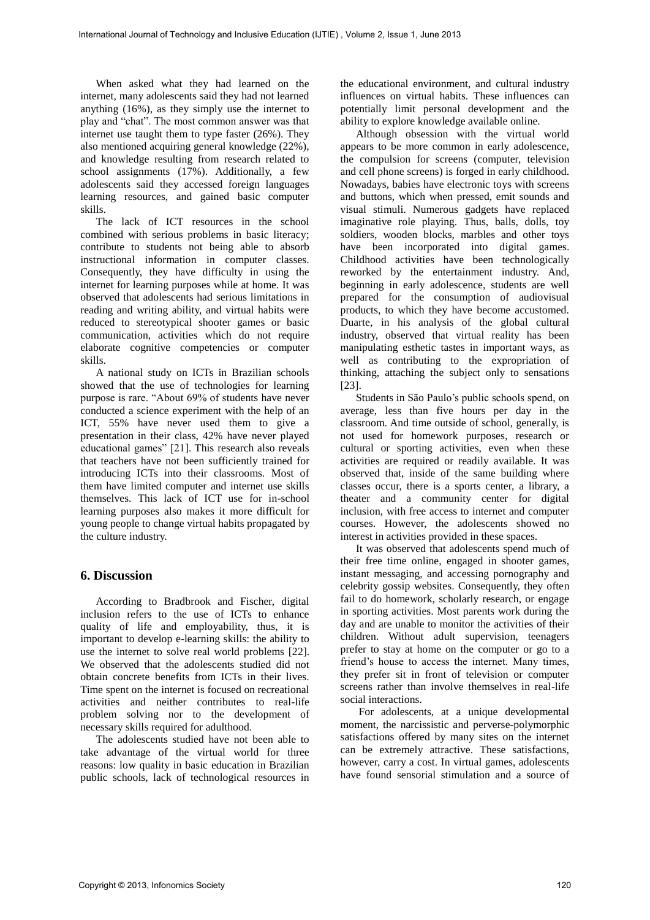When asked what they had learned on the internet, many adolescents said they had not learned anything (16%), as they simply use the internet to play and "chat". The most common answer was that internet use taught them to type faster (26%). They also mentioned acquiring general knowledge (22%), and knowledge resulting from research related to school assignments (17%). Additionally, a few adolescents said they accessed foreign languages learning resources, and gained basic computer skills.

The lack of ICT resources in the school combined with serious problems in basic literacy; contribute to students not being able to absorb instructional information in computer classes. Consequently, they have difficulty in using the internet for learning purposes while at home. It was observed that adolescents had serious limitations in reading and writing ability, and virtual habits were reduced to stereotypical shooter games or basic communication, activities which do not require elaborate cognitive competencies or computer skills.

A national study on ICTs in Brazilian schools showed that the use of technologies for learning purpose is rare. "About 69% of students have never conducted a science experiment with the help of an ICT, 55% have never used them to give a presentation in their class, 42% have never played educational games" [21]. This research also reveals that teachers have not been sufficiently trained for introducing ICTs into their classrooms. Most of them have limited computer and internet use skills themselves. This lack of ICT use for in-school learning purposes also makes it more difficult for young people to change virtual habits propagated by the culture industry.

## 6. Discussion

According to Bradbrook and Fischer, digital inclusion refers to the use of ICTs to enhance quality of life and employability, thus, it is important to develop e-learning skills: the ability to use the internet to solve real world problems [22]. We observed that the adolescents studied did not obtain concrete benefits from ICTs in their lives. Time spent on the internet is focused on recreational activities and neither contributes to real-life problem solving nor to the development of necessary skills required for adulthood.

The adolescents studied have not been able to take advantage of the virtual world for three reasons: low quality in basic education in Brazilian public schools, lack of technological resources in the educational environment, and cultural industry influences on virtual habits. These influences can potentially limit personal development and the ability to explore knowledge available online.

Although obsession with the virtual world appears to be more common in early adolescence, the compulsion for screens (computer, television and cell phone screens) is forged in early childhood. Nowadays, babies have electronic toys with screens and buttons, which when pressed, emit sounds and visual stimuli. Numerous gadgets have replaced imaginative role playing. Thus, balls, dolls, toy soldiers, wooden blocks, marbles and other toys have been incorporated into digital games. Childhood activities have been technologically reworked by the entertainment industry. And, beginning in early adolescence, students are well prepared for the consumption of audiovisual products, to which they have become accustomed. Duarte, in his analysis of the global cultural industry, observed that virtual reality has been manipulating esthetic tastes in important ways, as well as contributing to the expropriation of thinking, attaching the subject only to sensations [23].

Students in São Paulo's public schools spend, on average, less than five hours per day in the classroom. And time outside of school, generally, is not used for homework purposes, research or cultural or sporting activities, even when these activities are required or readily available. It was observed that, inside of the same building where classes occur, there is a sports center, a library, a theater and a community center for digital inclusion, with free access to internet and computer courses. However, the adolescents showed no interest in activities provided in these spaces.

It was observed that adolescents spend much of their free time online, engaged in shooter games, instant messaging, and accessing pornography and celebrity gossip websites. Consequently, they often fail to do homework, scholarly research, or engage in sporting activities. Most parents work during the day and are unable to monitor the activities of their children. Without adult supervision, teenagers prefer to stay at home on the computer or go to a friend's house to access the internet. Many times, they prefer sit in front of television or computer screens rather than involve themselves in real-life social interactions.

For adolescents, at a unique developmental moment, the narcissistic and perverse-polymorphic satisfactions offered by many sites on the internet can be extremely attractive. These satisfactions, however, carry a cost. In virtual games, adolescents have found sensorial stimulation and a source of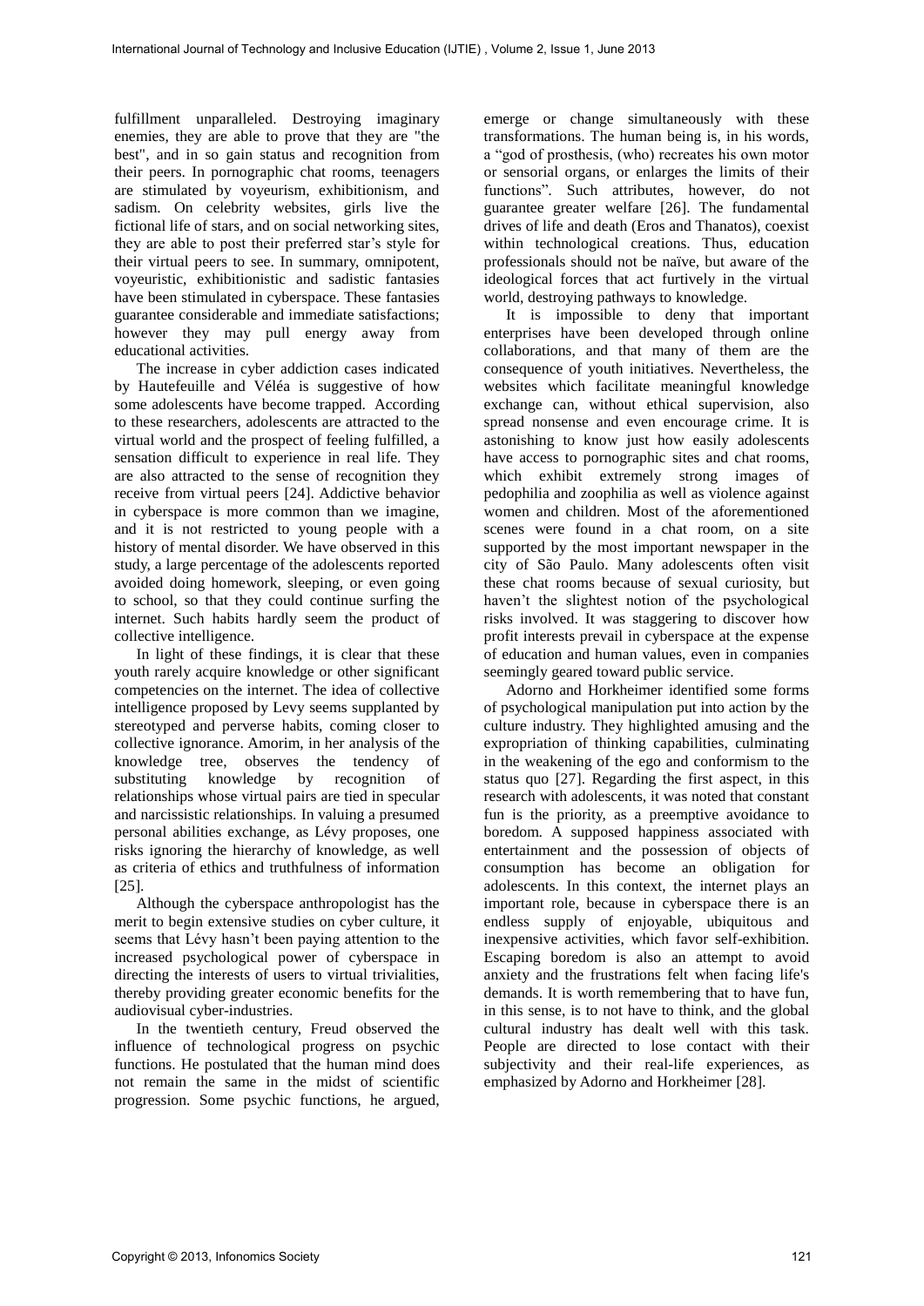fulfillment unparalleled. Destroying imaginary enemies, they are able to prove that they are "the best", and in so gain status and recognition from their peers. In pornographic chat rooms, teenagers are stimulated by voyeurism, exhibitionism, and sadism. On celebrity websites, girls live the fictional life of stars, and on social networking sites, they are able to post their preferred star's style for their virtual peers to see. In summary, omnipotent, voyeuristic, exhibitionistic and sadistic fantasies have been stimulated in cyberspace. These fantasies guarantee considerable and immediate satisfactions; however they may pull energy away from educational activities.

The increase in cyber addiction cases indicated by Hautefeuille and Véléa is suggestive of how some adolescents have become trapped. According to these researchers, adolescents are attracted to the virtual world and the prospect of feeling fulfilled, a sensation difficult to experience in real life. They are also attracted to the sense of recognition they receive from virtual peers [24]. Addictive behavior in cyberspace is more common than we imagine, and it is not restricted to young people with a history of mental disorder. We have observed in this study, a large percentage of the adolescents reported avoided doing homework, sleeping, or even going to school, so that they could continue surfing the internet. Such habits hardly seem the product of collective intelligence.

In light of these findings, it is clear that these youth rarely acquire knowledge or other significant competencies on the internet. The idea of collective intelligence proposed by Levy seems supplanted by stereotyped and perverse habits, coming closer to collective ignorance. Amorim, in her analysis of the knowledge tree, observes the tendency of substituting knowledge by recognition of relationships whose virtual pairs are tied in specular and narcissistic relationships. In valuing a presumed personal abilities exchange, as Lévy proposes, one risks ignoring the hierarchy of knowledge, as well as criteria of ethics and truthfulness of information [25].

Although the cyberspace anthropologist has the merit to begin extensive studies on cyber culture, it seems that Lévy hasn't been paying attention to the increased psychological power of cyberspace in directing the interests of users to virtual trivialities, thereby providing greater economic benefits for the audiovisual cyber-industries.

In the twentieth century, Freud observed the influence of technological progress on psychic functions. He postulated that the human mind does not remain the same in the midst of scientific progression. Some psychic functions, he argued, emerge or change simultaneously with these transformations. The human being is, in his words, a "god of prosthesis, (who) recreates his own motor or sensorial organs, or enlarges the limits of their functions". Such attributes, however, do not guarantee greater welfare [26]. The fundamental drives of life and death (Eros and Thanatos), coexist within technological creations. Thus, education professionals should not be naïve, but aware of the ideological forces that act furtively in the virtual world, destroying pathways to knowledge.

It is impossible to deny that important enterprises have been developed through online collaborations, and that many of them are the consequence of youth initiatives. Nevertheless, the websites which facilitate meaningful knowledge exchange can, without ethical supervision, also spread nonsense and even encourage crime. It is astonishing to know just how easily adolescents have access to pornographic sites and chat rooms, which exhibit extremely strong images of pedophilia and zoophilia as well as violence against women and children. Most of the aforementioned scenes were found in a chat room, on a site supported by the most important newspaper in the city of São Paulo. Many adolescents often visit these chat rooms because of sexual curiosity, but haven't the slightest notion of the psychological risks involved. It was staggering to discover how profit interests prevail in cyberspace at the expense of education and human values, even in companies seemingly geared toward public service.

Adorno and Horkheimer identified some forms of psychological manipulation put into action by the culture industry. They highlighted amusing and the expropriation of thinking capabilities, culminating in the weakening of the ego and conformism to the status quo [27]. Regarding the first aspect, in this research with adolescents, it was noted that constant fun is the priority, as a preemptive avoidance to boredom. A supposed happiness associated with entertainment and the possession of objects of consumption has become an obligation for adolescents. In this context, the internet plays an important role, because in cyberspace there is an endless supply of enjoyable, ubiquitous and inexpensive activities, which favor self-exhibition. Escaping boredom is also an attempt to avoid anxiety and the frustrations felt when facing life's demands. It is worth remembering that to have fun, in this sense, is to not have to think, and the global cultural industry has dealt well with this task. People are directed to lose contact with their subjectivity and their real-life experiences, as emphasized by Adorno and Horkheimer [28].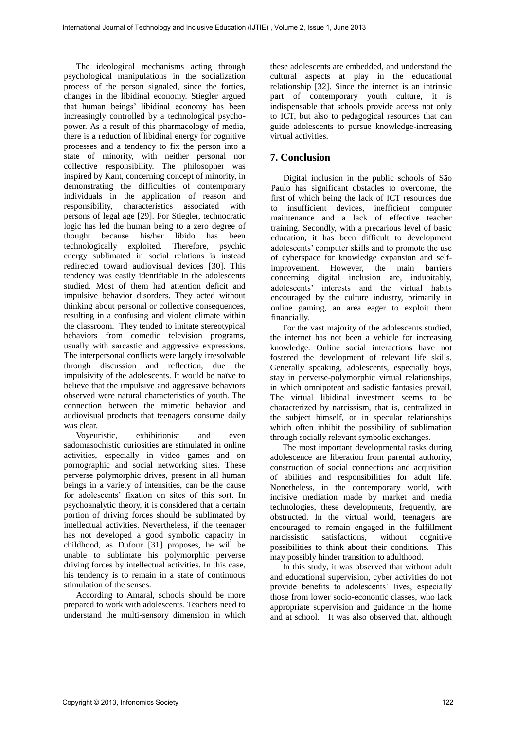The ideological mechanisms acting through psychological manipulations in the socialization process of the person signaled, since the forties, changes in the libidinal economy. Stiegler argued that human beings' libidinal economy has been increasingly controlled by a technological psycho-power. As a result of this pharmacology of media, there is a reduction of libidinal energy for cognitive processes and a tendency to fix the person into a state of minority, with neither personal nor collective responsibility. The philosopher was inspired by Kant, concerning concept of minority, in demonstrating the difficulties of contemporary individuals in the application of reason and responsibility, characteristics associated with persons of legal age [29]. For Stiegler, technocratic logic has led the human being to a zero degree of thought because his/her libido has been technologically exploited. Therefore, psychic energy sublimated in social relations is instead redirected toward audiovisual devices [30]. This tendency was easily identifiable in the adolescents studied. Most of them had attention deficit and impulsive behavior disorders. They acted without thinking about personal or collective consequences, resulting in a confusing and violent climate within the classroom. They tended to imitate stereotypical behaviors from comedic television programs, usually with sarcastic and aggressive expressions. The interpersonal conflicts were largely irresolvable through discussion and reflection, due the impulsivity of the adolescents. It would be naïve to believe that the impulsive and aggressive behaviors observed were natural characteristics of youth. The connection between the mimetic behavior and audiovisual products that teenagers consume daily was clear.

Voyeuristic, exhibitionist and even sadomasochistic curiosities are stimulated in online activities, especially in video games and on pornographic and social networking sites. These perverse polymorphic drives, present in all human beings in a variety of intensities, can be the cause for adolescents' fixation on sites of this sort. In psychoanalytic theory, it is considered that a certain portion of driving forces should be sublimated by intellectual activities. Nevertheless, if the teenager has not developed a good symbolic capacity in childhood, as Dufour [31] proposes, he will be unable to sublimate his polymorphic perverse driving forces by intellectual activities. In this case, his tendency is to remain in a state of continuous stimulation of the senses.

According to Amaral, schools should be more prepared to work with adolescents. Teachers need to understand the multi-sensory dimension in which these adolescents are embedded, and understand the cultural aspects at play in the educational relationship [32]. Since the internet is an intrinsic part of contemporary youth culture, it is indispensable that schools provide access not only to ICT, but also to pedagogical resources that can guide adolescents to pursue knowledge-increasing virtual activities.

## 7. Conclusion

Digital inclusion in the public schools of São Paulo has significant obstacles to overcome, the first of which being the lack of ICT resources due to insufficient devices, inefficient computer maintenance and a lack of effective teacher training. Secondly, with a precarious level of basic education, it has been difficult to development adolescents' computer skills and to promote the use of cyberspace for knowledge expansion and self-improvement. However, the main barriers concerning digital inclusion are, indubitably, adolescents' interests and the virtual habits encouraged by the culture industry, primarily in online gaming, an area eager to exploit them financially.

For the vast majority of the adolescents studied, the internet has not been a vehicle for increasing knowledge. Online social interactions have not fostered the development of relevant life skills. Generally speaking, adolescents, especially boys, stay in perverse-polymorphic virtual relationships, in which omnipotent and sadistic fantasies prevail. The virtual libidinal investment seems to be characterized by narcissism, that is, centralized in the subject himself, or in specular relationships which often inhibit the possibility of sublimation through socially relevant symbolic exchanges.

The most important developmental tasks during adolescence are liberation from parental authority, construction of social connections and acquisition of abilities and responsibilities for adult life. Nonetheless, in the contemporary world, with incisive mediation made by market and media technologies, these developments, frequently, are obstructed. In the virtual world, teenagers are encouraged to remain engaged in the fulfillment narcissistic satisfactions, without cognitive possibilities to think about their conditions. This may possibly hinder transition to adulthood.

In this study, it was observed that without adult and educational supervision, cyber activities do not provide benefits to adolescents' lives, especially those from lower socio-economic classes, who lack appropriate supervision and guidance in the home and at school. It was also observed that, although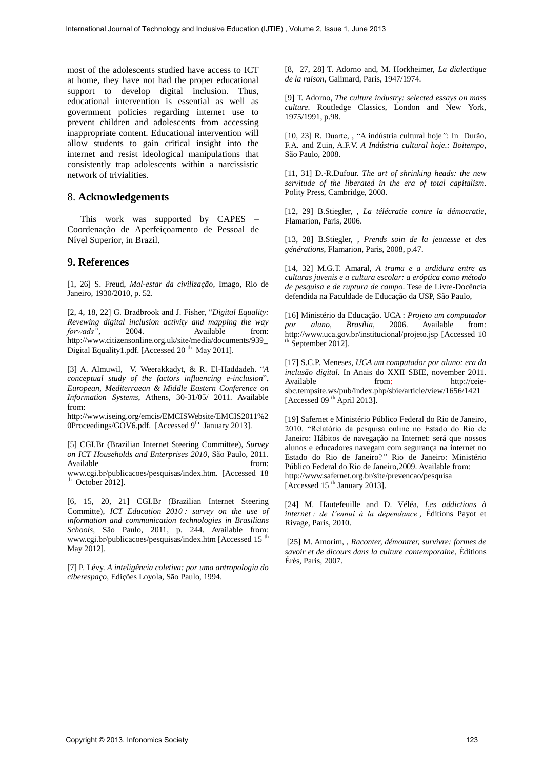most of the adolescents studied have access to ICT at home, they have not had the proper educational support to develop digital inclusion. Thus, educational intervention is essential as well as government policies regarding internet use to prevent children and adolescents from accessing inappropriate content. Educational intervention will allow students to gain critical insight into the internet and resist ideological manipulations that consistently trap adolescents within a narcissistic network of trivialities.

## 8. Acknowledgements

This work was supported by CAPES – Coordenação de Aperfeiçoamento de Pessoal de Nível Superior, in Brazil.

## 9. References

[1, 26] S. Freud, *Mal-estar da civilização*, Imago, Rio de Janeiro, 1930/2010, p. 52.

[2, 4, 18, 22] G. Bradbrook and J. Fisher, "*Digital Equality: Revewing digital inclusion activity and mapping the way forwads"*, 2004. Available from: http://www.citizensonline.org.uk/site/media/documents/939_Digital Equality1.pdf. [Accessed 20 th May 2011].

[3] A. Almuwil, V. Weerakkadyt, & R. El-Haddadeh. "*A conceptual study of the factors influencing e-inclusion*", *European, Mediterraean & Middle Eastern Conference on Information Systems*, Athens, 30-31/05/ 2011. Available from: http://www.iseing.org/emcis/EMCISWebsite/EMCIS2011%20Proceedings/GOV6.pdf. [Accessed 9th January 2013].

[5] CGI.Br (Brazilian Internet Steering Committee), *Survey on ICT Households and Enterprises 2010*, São Paulo, 2011. Available from: www.cgi.br/publicacoes/pesquisas/index.htm. [Accessed 18 th October 2012].

[6, 15, 20, 21] CGI.Br (Brazilian Internet Steering Committe), *ICT Education 2010 : survey on the use of information and communication technologies in Brasilians Schools*, São Paulo, 2011, p. 244. Available from: www.cgi.br/publicacoes/pesquisas/index.htm [Accessed 15 th May 2012].

[7] P. Lévy. *A inteligência coletiva: por uma antropologia do ciberespaço*, Edições Loyola, São Paulo, 1994.

[8, 27, 28] T. Adorno and, M. Horkheimer, *La dialectique de la raison*, Galimard, Paris, 1947/1974.

[9] T. Adorno, *The culture industry: selected essays on mass culture*. Routledge Classics, London and New York, 1975/1991, p.98.

[10, 23] R. Duarte, , "A indústria cultural hoje*"*: In Durão, F.A. and Zuin, A.F.V. *A Indústria cultural hoje.: Boitempo*, São Paulo, 2008.

[11, 31] D.-R.Dufour. *The art of shrinking heads: the new servitude of the liberated in the era of total capitalism*. Polity Press, Cambridge, 2008.

[12, 29] B.Stiegler, , *La télécratie contre la démocratie*, Flamarion, Paris, 2006.

[13, 28] B.Stiegler, , *Prends soin de la jeunesse et des générations*, Flamarion, Paris, 2008, p.47.

[14, 32] M.G.T. Amaral, *A trama e a urdidura entre as culturas juvenis e a cultura escolar: a eróptica como método de pesquisa e de ruptura de campo*. Tese de Livre-Docência defendida na Faculdade de Educação da USP, São Paulo,

[16] Ministério da Educação. UCA : *Projeto um computador por aluno, Brasília*, 2006. Available from: http://www.uca.gov.br/institucional/projeto.jsp [Accessed 10 th September 2012].

[17] S.C.P. Meneses, *UCA um computador por aluno: era da inclusão digital.* In Anais do XXII SBIE, november 2011. Available from: http://ceie-sbc.tempsite.ws/pub/index.php/sbie/article/view/1656/1421 [Accessed 09 th April 2013].

[19] Safernet e Ministério Público Federal do Rio de Janeiro, 2010. "Relatório da pesquisa online no Estado do Rio de Janeiro: Hábitos de navegação na Internet: será que nossos alunos e educadores navegam com segurança na internet no Estado do Rio de Janeiro?*"* Rio de Janeiro: Ministério Público Federal do Rio de Janeiro,2009. Available from: http://www.safernet.org.br/site/prevencao/pesquisa [Accessed 15 th January 2013].

[24] M. Hautefeuille and D. Véléa, *Les addictions à internet : de l'ennui à la dépendance*, Éditions Payot et Rivage, Paris, 2010.

[25] M. Amorim, , *Raconter, démontrer, survivre: formes de savoir et de dicours dans la culture contemporaine*, Éditions Érès, Paris, 2007.